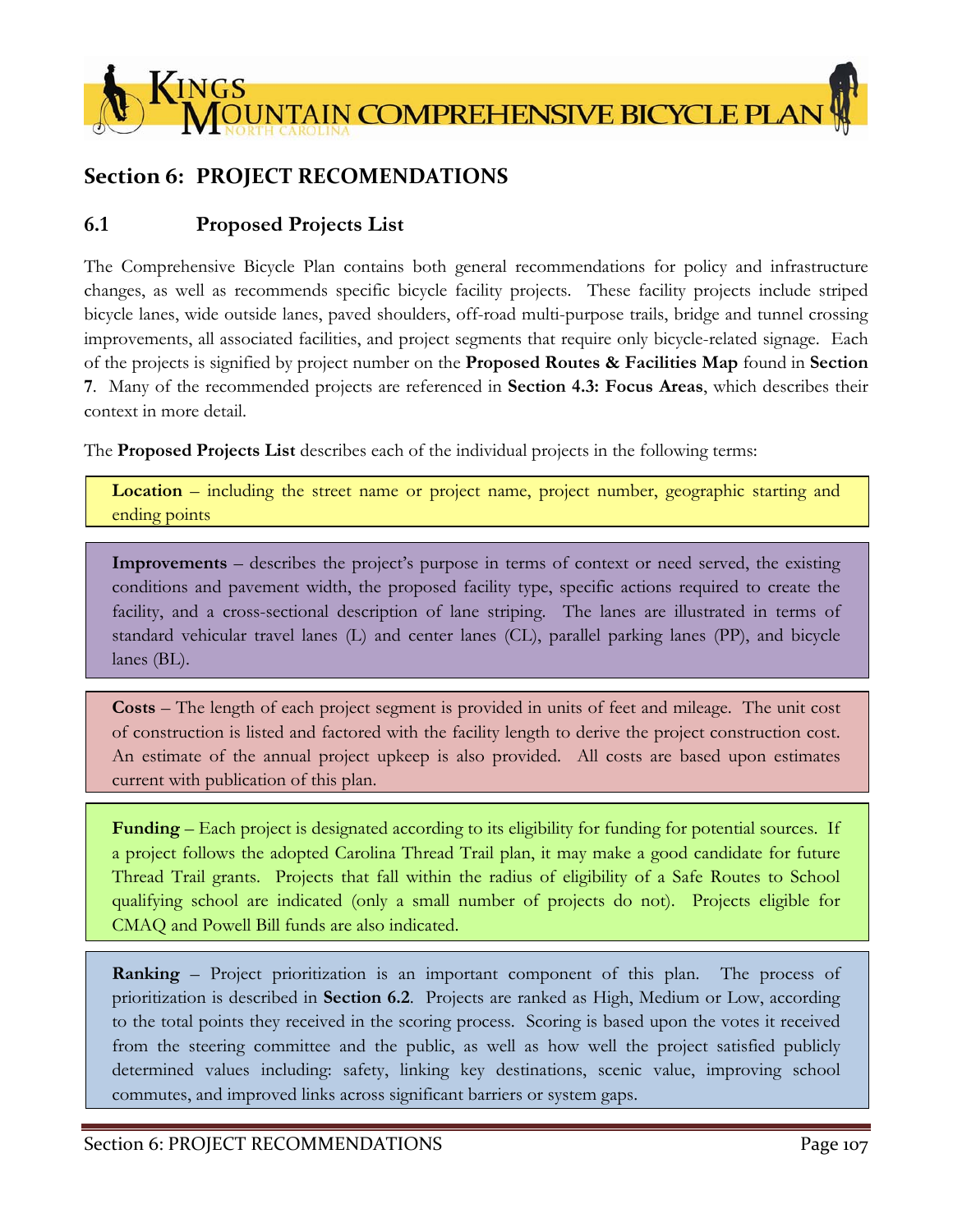## Section 6: PROJECT RECOMENDATIONS

### 6.1 Proposed Projects List

The Comprehensive Bicycle Plan contains both general recommendations for policy and infrastructure changes, as well as recommends specific bicycle facility projects. These facility projects include striped bicycle lanes, wide outside lanes, paved shoulders, off-road multi-purpose trails, bridge and tunnel crossing improvements, all associated facilities, and project segments that require only bicycle-related signage. Each of the projects is signified by project number on the **Proposed Routes & Facilities Map** found in **Section 7**. Many of the recommended projects are referenced in **Section 4.3: Focus Areas**, which describes their context in more detail.

The **Proposed Projects List** describes each of the individual projects in the following terms:

**Location** – including the street name or project name, project number, geographic starting and ending points

**Improvements** – describes the project's purpose in terms of context or need served, the existing conditions and pavement width, the proposed facility type, specific actions required to create the facility, and a cross-sectional description of lane striping. The lanes are illustrated in terms of standard vehicular travel lanes (L) and center lanes (CL), parallel parking lanes (PP), and bicycle lanes (BL).

**Costs** – The length of each project segment is provided in units of feet and mileage. The unit cost of construction is listed and factored with the facility length to derive the project construction cost. An estimate of the annual project upkeep is also provided. All costs are based upon estimates current with publication of this plan.

**Funding** – Each project is designated according to its eligibility for funding for potential sources. If a project follows the adopted Carolina Thread Trail plan, it may make a good candidate for future Thread Trail grants. Projects that fall within the radius of eligibility of a Safe Routes to School qualifying school are indicated (only a small number of projects do not). Projects eligible for CMAQ and Powell Bill funds are also indicated.

**Ranking** – Project prioritization is an important component of this plan. The process of prioritization is described in **Section 6.2**. Projects are ranked as High, Medium or Low, according to the total points they received in the scoring process. Scoring is based upon the votes it received from the steering committee and the public, as well as how well the project satisfied publicly determined values including: safety, linking key destinations, scenic value, improving school commutes, and improved links across significant barriers or system gaps.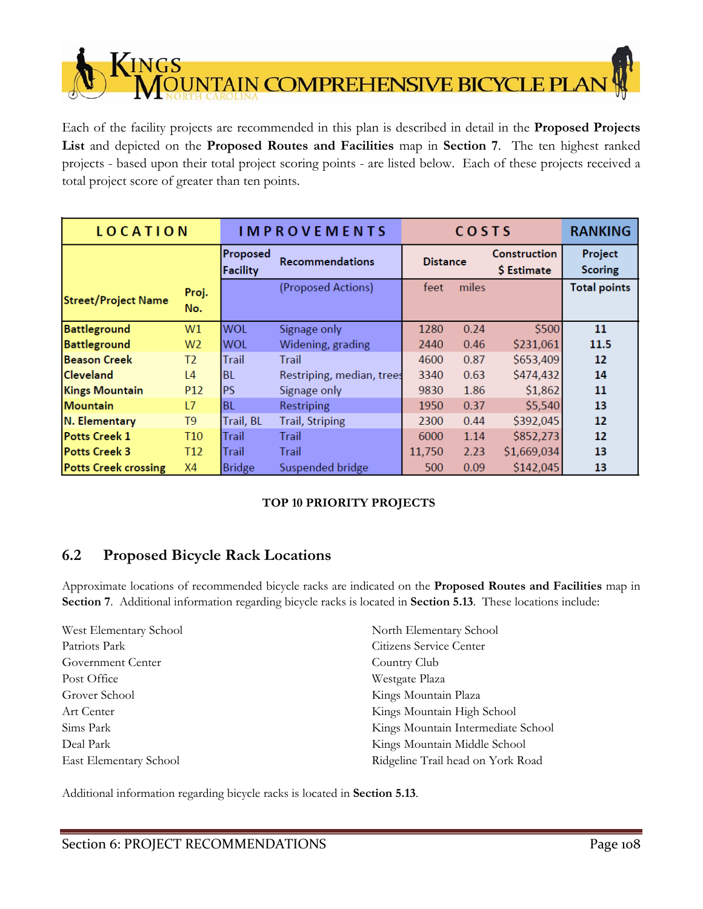Each of the facility projects are recommended in this plan is described in detail in the **Proposed Projects List** and depicted on the **Proposed Routes and Facilities** map in **Section 7**. The ten highest ranked projects - based upon their total project scoring points - are listed below. Each of these projects received a total project score of greater than ten points.

| LOCATION | | IMPROVEMENTS | | COSTS | | | RANKING |
|---|---|---|---|---|---|---|---|
| | | Proposed Facility | Recommendations | Distance | | Construction $ Estimate | Project Scoring |
| Street/Project Name | Proj. No. | | (Proposed Actions) | feet | miles | | Total points |
| **Battleground** | W1 | WOL | Signage only | 1280 | 0.24 | $500 | **11** |
| **Battleground** | W2 | WOL | Widening, grading | 2440 | 0.46 | $231,061 | **11.5** |
| **Beason Creek** | T2 | Trail | Trail | 4600 | 0.87 | $653,409 | **12** |
| **Cleveland** | L4 | BL | Restriping, median, trees | 3340 | 0.63 | $474,432 | **14** |
| **Kings Mountain** | P12 | PS | Signage only | 9830 | 1.86 | $1,862 | **11** |
| **Mountain** | L7 | BL | Restriping | 1950 | 0.37 | $5,540 | **13** |
| **N. Elementary** | T9 | Trail, BL | Trail, Striping | 2300 | 0.44 | $392,045 | **12** |
| **Potts Creek 1** | T10 | Trail | Trail | 6000 | 1.14 | $852,273 | **12** |
| **Potts Creek 3** | T12 | Trail | Trail | 11,750 | 2.23 | $1,669,034 | **13** |
| **Potts Creek crossing** | X4 | Bridge | Suspended bridge | 500 | 0.09 | $142,045 | **13** |

**TOP 10 PRIORITY PROJECTS**

## 6.2 Proposed Bicycle Rack Locations

Approximate locations of recommended bicycle racks are indicated on the **Proposed Routes and Facilities** map in **Section 7**. Additional information regarding bicycle racks is located in **Section 5.13**. These locations include:

West Elementary School
Patriots Park
Government Center
Post Office
Grover School
Art Center
Sims Park
Deal Park
East Elementary School
North Elementary School
Citizens Service Center
Country Club
Westgate Plaza
Kings Mountain Plaza
Kings Mountain High School
Kings Mountain Intermediate School
Kings Mountain Middle School
Ridgeline Trail head on York Road

Additional information regarding bicycle racks is located in **Section 5.13**.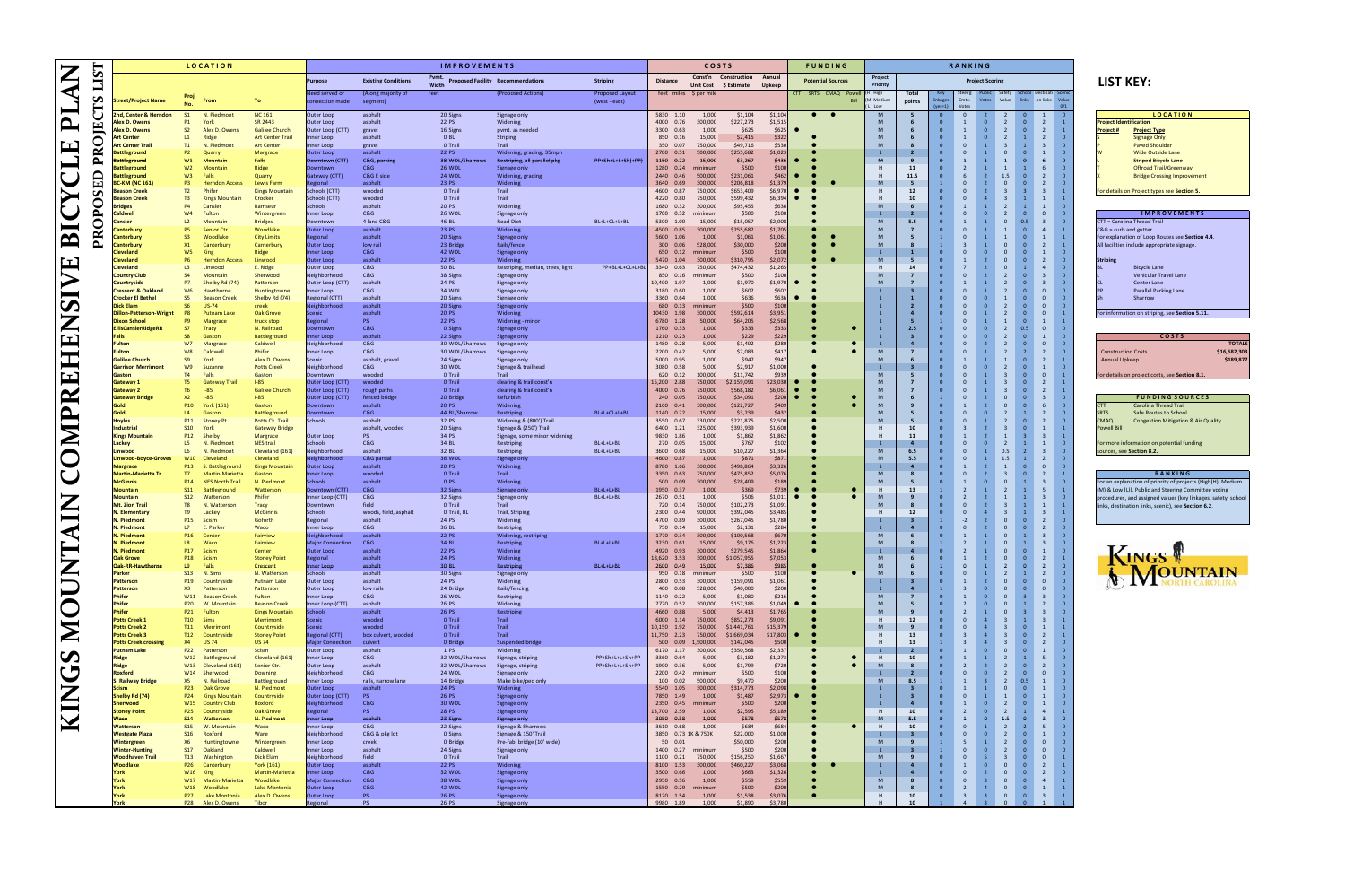# KINGS MOUNTAIN COMPREHENSIVE BICYCLE PLAN PROPOSED PROJECTS LIST

| Street/Project Name | Proj. No. | From | To | Purpose (Need served or connection made) | Existing Conditions (Along majority of segment) | Pvmt. Width (feet) | Proposed Facility | Recommendations (Proposed Actions) | Striping (Proposed Layout, west - east) | Distance (feet) | Distance (miles) | Const'n Unit Cost ($ per mile) | Construction $ Estimate | Annual Upkeep | CTT | SRTS | CMAQ | Powell Bill | Project Priority (H \| High, M \| Medium, L \| Low) | Total points | Key linkages (yes=1) | Steer'g Cmte. Votes | Public Votes | Safety Value | School links | Destinati on links | Scenic Value 0/1 |
|---|---|---|---|---|---|---|---|---|---|---|---|---|---|---|---|---|---|---|---|---|---|---|---|---|---|---|---|
| 2nd, Center & Herndon | S1 | N. Piedmont | NC 161 | Outer Loop | asphalt | 20 | Signs | Signage only | | 5830 | 1.10 | 1,000 | $1,104 | $1,104 | | ● | ● | | M | 5 | 0 | 0 | 2 | 2 | 0 | 1 | 0 |
| Alex D. Owens | P1 | York | SR 2443 | Outer Loop | asphalt | 22 | PS | Widening | | 4000 | 0.76 | 300,000 | $227,273 | $1,515 | | | | | M | 6 | 0 | 1 | 0 | 2 | 0 | 2 | 1 |
| Alex D. Owens | S2 | Alex D. Owens | Galilee Church | Outer Loop (CTT) | gravel | 16 | Signs | pvmt. as needed | | 3300 | 0.63 | 1,000 | $625 | $625 | ● | | | | M | 6 | 0 | 1 | 0 | 2 | 0 | 2 | 1 |
| Art Center | L1 | Ridge | Art Center Trail | Inner Loop | asphalt | 0 | BL | Striping | | 850 | 0.16 | 15,000 | $2,415 | $322 | | ● | | | M | 6 | 0 | 1 | 0 | 2 | 1 | 2 | 0 |
| Art Center Trail | T1 | N. Piedmont | Art Center | Inner Loop | gravel | 0 | Trail | Trail | | 350 | 0.07 | 750,000 | $49,716 | $530 | | ● | | | M | 8 | 0 | 0 | 1 | 3 | 1 | 3 | 0 |
| Battleground | P2 | Quarry | Margrace | Outer Loop | asphalt | 22 | PS | Widening, grading, 35mph | | 2700 | 0.51 | 500,000 | $255,682 | $1,023 | | ● | | | L | 2 | 0 | 0 | 1 | 0 | 0 | 1 | 0 |
| Battleground | W1 | Mountain | Falls | Downtown (CTT) | C&G, parking | 38 | WOL/Sharrows | Restriping, all parallel pkg | PP+Sh+L+L+Sh(+PP) | 2700 | 0.51 | 15,000 | $3,267 | $436 | ● | ● | | | M | 9 | 0 | 1 | 1 | 1 | 0 | 6 | 0 |
| Battleground | W2 | Mountain | Ridge | Downtown | C&G | 26 | WOL | Signage only | | 1280 | 0.24 | minimum | $500 | $100 | | ● | | | H | 11 | 0 | 2 | 1 | 1 | 1 | 6 | 0 |
| Battleground | W3 | Falls | Quarry | Gateway (CTT) | C&G E side | 24 | WOL | Widening, grading | | 2440 | 0.46 | 500,000 | $231,061 | $462 | ● | ● | | | M | 11.5 | 0 | 6 | 2 | 1.5 | 0 | 2 | 0 |
| BC-KM (NC 161) | P3 | Herndon Access | Lewis Farm | Regional | asphalt | 23 | PS | Widening | | 3640 | 0.69 | 300,000 | $206,818 | $1,379 | | ● | ● | | M | 5 | 1 | 0 | 2 | 0 | 0 | 2 | 0 |
| Beason Creek | T2 | Phifer | Kings Mountain | Schools (CTT) | wooded | 0 | Trail | Trail | | 4600 | 0.87 | 750,000 | $653,409 | $6,970 | ● | ● | | | H | 12 | 0 | 0 | 2 | 3 | 3 | 3 | 1 |
| Beason Creek | T3 | Kings Mountain | Crocker | Schools (CTT) | wooded | 0 | Trail | Trail | | 4220 | 0.80 | 750,000 | $599,432 | $6,394 | ● | ● | | | H | 11 | 0 | 0 | 4 | 3 | 1 | 1 | 1 |
| Bridges | P4 | Cansler | Ramseur | Schools | asphalt | 20 | PS | Widening | | 1680 | 0.32 | 300,000 | $95,455 | $636 | | ● | | | M | 6 | 0 | 1 | 1 | 2 | 1 | 1 | 0 |
| Caldwell | W4 | Fulton | Wintergreen | Inner Loop | C&G | 26 | WOL | Signage only | | 1700 | 0.32 | minimum | $500 | $100 | | ● | | | L | 2 | 0 | 0 | 0 | 2 | 0 | 0 | 0 |
| Cansler | L2 | Mountain | Bridges | Downtown | 4 lane C&G | 46 | BL | Road Diet | BL+L+CL+L+BL | 5300 | 1.00 | 15,000 | $15,057 | $2,008 | | ● | | | M | 5.5 | 0 | 1 | 1 | 0 | 0.5 | 3 | 0 |
| Canterbury | P5 | Senior Ctr. | Woodlake | Outer Loop | asphalt | 23 | PS | Widening | | 4500 | 0.85 | 300,000 | $255,682 | $1,705 | | ● | | | M | 7 | 0 | 0 | 1 | 1 | 0 | 4 | 1 |
| Canterbury | S3 | Woodlake | City Limits | Regional | asphalt | 20 | Signs | Signage only | | 5600 | 1.06 | 1,000 | $1,061 | $1,061 | | ● | ● | | M | 5 | 0 | 0 | 1 | 1 | 0 | 1 | 1 |
| Canterbury | X1 | Canterbury | Canterbury | Outer Loop | low rail | 23 | Bridge | Rails/fence | | 300 | 0.06 | 528,000 | $30,000 | $200 | | ● | ● | | M | 8 | 1 | 3 | 1 | 0 | 0 | 2 | 1 |
| Cleveland | W5 | King | Ridge | Inner Loop | C&G | 42 | WOL | Signage only | | 650 | 0.12 | minimum | $500 | $100 | | ● | | | L | 1 | 0 | 0 | 0 | 0 | 0 | 1 | 0 |
| Cleveland | P6 | Herndon Access | Linwood | Outer Loop | asphalt | 22 | PS | Widening | | 5470 | 1.04 | 300,000 | $310,795 | $2,072 | | ● | ● | | M | 4 | 0 | 0 | 1 | 2 | 0 | 2 | 0 |
| Cleveland | L3 | Linwood | E. Ridge | Outer Loop | C&G | 50 | BL | Restriping, median, trees, light | PP+BL+L+CL+L+BL | 3340 | 0.63 | 750,000 | $474,432 | $1,265 | | ● | | | H | 14 | 0 | 7 | 2 | 0 | 1 | 4 | 0 |
| Country Club | S4 | Mountain | Sherwood | Neighborhood | C&G | 38 | Signs | Signage only | | 850 | 0.16 | minimum | $500 | $100 | | ● | | | M | 7 | 0 | 0 | 2 | 2 | 0 | 3 | 0 |
| Countryside | P7 | Shelby Rd (74) | Patterson | Outer Loop (CTT) | asphalt | 24 | PS | Signage only | | 10,400 | 1.97 | 1,000 | $1,970 | $1,970 | ● | ● | | | M | 7 | 0 | 1 | 1 | 2 | 0 | 3 | 0 |
| Crescent & Oakland | W6 | Hawthorne | Huntingtowne | Inner Loop | C&G | 34 | WOL | Signage only | | 3180 | 0.60 | 1,000 | $602 | $602 | | ● | | | L | 3 | 0 | 0 | 1 | 2 | 0 | 0 | 0 |
| Crocker El Bethel | S5 | Beason Creek | Shelby Rd (74) | Regional (CTT) | asphalt | 20 | Signs | Signage only | | 3360 | 0.64 | 1,000 | $636 | $636 | ● | ● | | | L | 1 | 0 | 0 | 0 | 1 | 0 | 0 | 0 |
| Dick Elam | S6 | US-74 | creek | Neighborhood | asphalt | 20 | Signs | Signage only | | 680 | 0.13 | minimum | $500 | $100 | | ● | | | L | 2 | 0 | 0 | 0 | 2 | 0 | 0 | 0 |
| Dillon-Patterson-Wright | P8 | Putnam Lake | Oak Grove | Scenic | asphalt | 20 | PS | Widening | | 10430 | 1.98 | 300,000 | $592,614 | $3,951 | | ● | | | L | 4 | 0 | 0 | 1 | 2 | 0 | 0 | 1 |
| Dixon School | P9 | Margrace | truck stop | Regional | PS | 22 | PS | Widening - minor | | 6780 | 1.28 | 50,000 | $64,205 | $2,568 | | ● | | | L | 5 | 0 | 0 | 1 | 1 | 0 | 1 | 1 |
| EllisCanslerRidgeRR | S7 | Tracy | N. Railroad | Downtown | C&G | 0 | Signs | Signage only | | 1760 | 0.33 | 1,000 | $333 | $333 | | ● | | ● | L | 2.5 | 0 | 0 | 0 | 2 | 0.5 | 0 | 0 |
| Falls | S8 | Gaston | Battleground | Inner Loop | asphalt | 22 | Signs | Signage only | | 1210 | 0.23 | 1,000 | $229 | $229 | | ● | | | L | 3 | 0 | 0 | 0 | 2 | 0 | 1 | 0 |
| Fulton | W7 | Margrace | Caldwell | Neighborhood | C&G | 30 | WOL/Sharrows | Signage only | | 1480 | 0.28 | 5,000 | $1,402 | $280 | | ● | | ● | L | 4 | 0 | 0 | 2 | 2 | 0 | 0 | 0 |
| Fulton | W8 | Caldwell | Phifer | Inner Loop | C&G | 30 | WOL/Sharrows | Signage only | | 2200 | 0.42 | 5,000 | $2,083 | $417 | | ● | | ● | M | 7 | 0 | 0 | 1 | 2 | 2 | 2 | 0 |
| Galilee Church | S9 | York | Alex D. Owens | Scenic | asphalt, gravel | 24 | Signs | Signage only | | 5000 | 0.95 | 1,000 | $947 | $947 | | ● | | | M | 6 | 0 | 1 | 1 | 1 | 0 | 2 | 1 |
| Garrison Merrimont | W9 | Suzanne | Potts Creek | Neighborhood | C&G | 30 | WOL | Signage & trailhead | | 3080 | 0.58 | 5,000 | $2,917 | $1,000 | | ● | | | L | 3 | 0 | 0 | 0 | 2 | 0 | 1 | 0 |
| Gaston | T4 | Falls | Gaston | Downtown | wooded | 0 | Trail | Trail | | 620 | 0.12 | 100,000 | $11,742 | $939 | | ● | | | M | 5 | 0 | 0 | 1 | 3 | 0 | 1 | 0 |
| Gateway 1 | T5 | Gateway Trail | I-85 | Outer Loop (CTT) | wooded | 0 | Trail | clearing & trail const'n | | 15,200 | 2.88 | 750,000 | $2,159,091 | $23,030 | ● | ● | | | M | 7 | 0 | 0 | 1 | 3 | 0 | 2 | 1 |
| Gateway 2 | T6 | I-85 | Galilee Church | Outer Loop (CTT) | rough paths | 0 | Trail | clearing & trail const'n | | 4000 | 0.76 | 750,000 | $568,182 | $6,061 | ● | ● | | | M | 7 | 0 | 0 | 1 | 3 | 0 | 2 | 1 |
| Gateway Bridge | X2 | I-85 | I-85 | Outer Loop (CTT) | fenced bridge | 20 | Bridge | Refurbish | | 240 | 0.05 | 750,000 | $34,091 | $200 | ● | | | ● | M | 6 | 1 | 0 | 1 | 2 | 0 | 2 | 0 |
| Gold | P10 | York (161) | Gaston | Downtown | asphalt | 20 | PS | Widening | | 2160 | 0.41 | 300,000 | $122,727 | $409 | | ● | | ● | M | 9 | 0 | 0 | 1 | 2 | 0 | 6 | 0 |
| Gold | L4 | Gaston | Battleground | Downtown | C&G | 44 | BL/Sharrow | Restriping | BL+L+CL+L+BL | 1140 | 0.22 | 15,000 | $3,239 | $432 | | ● | | | M | 5 | 0 | 0 | 0 | 2 | 1 | 2 | 0 |
| Hoyles | P11 | Stoney Pt. | Potts Ck. Trail | Schools | asphalt | 32 | PS | Widening & (800') Trail | | 3550 | 0.67 | 330,000 | $221,875 | $2,500 | | ● | | | M | 5 | 0 | 0 | 1 | 2 | 0 | 2 | 0 |
| Industrial | S10 | York | Gateway Bridge | | asphalt, wooded | 20 | Signs | Signage & (350') Trail | | 6400 | 1.21 | 325,000 | $393,939 | $1,600 | | ● | | | H | 10 | 0 | 3 | 2 | 3 | 0 | 1 | 1 |
| Kings Mountain | P12 | Shelby | Margrace | Outer Loop | PS | 34 | PS | Signage, some minor widening | | 9830 | 1.86 | 1,000 | $1,862 | $1,862 | | ● | | | H | 11 | 0 | 3 | 2 | 1 | 1 | 3 | 1 |
| Lackey | L5 | N. Piedmont | NES trail | Schools | C&G | 34 | BL | Restriping | BL+L+BL | 270 | 0.05 | 15,000 | $767 | $102 | | ● | | | L | 4 | 0 | 0 | 0 | 2 | 1 | 1 | 0 |
| Linwood | L6 | N. Piedmont | Cleveland (161) | Neighborhood | asphalt | 32 | BL | Restriping | BL+L+L+BL | 3600 | 0.68 | 15,000 | $10,227 | $1,364 | | ● | | | M | 6.5 | 0 | 0 | 1 | 2 | 0.5 | 2 | 1 |
| Linwood-Boyce-Groves | W10 | Cleveland | Cleveland | Neighborhood | C&G partial | 36 | WOL | Signage only | | 4600 | 0.87 | 1,000 | $871 | $871 | | ● | | | M | 5.5 | 0 | 0 | 1 | 1.5 | 1 | 2 | 0 |
| Margrace | P13 | S. Battleground | Kings Mountain | Outer Loop | asphalt | 20 | PS | Widening | | 8780 | 1.66 | 300,000 | $498,864 | $3,326 | | ● | | | L | 4 | 0 | 1 | 1 | 2 | 1 | 0 | 0 |
| Martin-Marietta Tr. | T7 | Martin-Marietta | Gaston | Inner Loop | wooded | 0 | Trail | Trail | | 3350 | 0.63 | 750,000 | $475,852 | $5,076 | | ● | | | M | 8 | 0 | 0 | 2 | 3 | 0 | 2 | 1 |
| McGinnis | P14 | NES North Trail | N. Piedmont | Schools | asphalt | 0 | PS | Widening | | 500 | 0.09 | 300,000 | $28,409 | $189 | | ● | | | M | 5 | 0 | 1 | 0 | 0 | 1 | 3 | 0 |
| Mountain | S11 | Battleground | Watterson | Downtown (CTT) | C&G | 32 | Signs | Signage only | BL+L+L+BL | 1950 | 0.37 | 1,000 | $369 | $739 | ● | ● | | ● | H | 13 | 1 | 2 | 1 | 2 | 1 | 5 | 1 |
| Mountain | S12 | Watterson | Phifer | Inner Loop (CTT) | C&G | 32 | Signs | Signage only | BL+L+L+BL | 2670 | 0.51 | 1,000 | $506 | $1,011 | ● | ● | | | M | 9 | 0 | 2 | 2 | 1 | 1 | 3 | 0 |
| Mt. Zion Trail | T8 | N. Watterson | Tracy | Downtown | field | 0 | Trail | Trail | | 720 | 0.14 | 750,000 | $102,273 | $1,091 | | ● | | | M | 8 | 0 | 0 | 2 | 3 | 1 | 1 | 1 |
| N. Elementary | T9 | Lackey | McGinnis | Schools | woods, field, asphalt | 0 | Trail, BL | Trail, Striping | | 2300 | 0.44 | 900,000 | $392,045 | $3,485 | | ● | | | H | 12 | 0 | 0 | 4 | 3 | 3 | 1 | 1 |
| N. Piedmont | P15 | Scism | Goforth | Regional | asphalt | 24 | PS | Widening | | 4700 | 0.89 | 300,000 | $267,045 | $1,780 | | ● | | | L | 3 | 1 | -2 | 2 | 0 | 0 | 2 | 0 |
| N. Piedmont | L7 | E. Parker | Waco | Inner Loop | C&G | 36 | BL | Restriping | | 750 | 0.14 | 15,000 | $2,131 | $284 | | ● | | | L | 4 | 0 | 0 | 2 | 0 | 0 | 2 | 0 |
| N. Piedmont | P16 | Center | Fairview | Neighborhood | asphalt | 22 | PS | Widening, restriping | | 1770 | 0.34 | 300,000 | $100,568 | $670 | | ● | | | M | 6 | 0 | 0 | 1 | 0 | 1 | 3 | 0 |
| N. Piedmont | L8 | Waco | Fairview | Major Connection | C&G | 34 | BL | Restriping | BL+L+L+BL | 3230 | 0.61 | 15,000 | $9,176 | $1,223 | | ● | | | M | 8 | 1 | 2 | 1 | 0 | 1 | 3 | 0 |
| N. Piedmont | P17 | Scism | Center | Outer Loop | asphalt | 22 | PS | Widening | | 4920 | 0.93 | 300,000 | $279,545 | $1,864 | | ● | | | L | 4 | 0 | 0 | 2 | 0 | 1 | 1 | 0 |
| Oak Grove | P18 | Scism | Stoney Point | Regional | asphalt | 24 | PS | Widening | | 18,620 | 3.53 | 300,000 | $1,057,955 | $7,053 | | ● | | | M | 6 | 0 | 1 | 2 | 0 | 0 | 2 | 1 |
| Oak-RR-Hawthorne | L9 | Falls | Crescent | Inner Loop | asphalt | 30 | BL | Restriping | BL+L+L+BL | 2600 | 0.49 | 15,000 | $7,386 | $985 | | ● | | | M | 6 | 1 | 0 | 1 | 2 | 0 | 2 | 0 |
| Parker | S13 | N. Sims | N. Watterson | Schools | asphalt | 30 | Signs | Signage only | | 950 | 0.18 | minimum | $500 | $100 | | ● | | ● | M | 6 | 0 | 0 | 1 | 2 | 1 | 2 | 0 |
| Patterson | P19 | Countryside | Putnam Lake | Outer Loop | asphalt | 24 | PS | Widening | | 2800 | 0.53 | 300,000 | $159,091 | $1,061 | | ● | | | L | 3 | 0 | 1 | 2 | 0 | 0 | 0 | 0 |
| Patterson | X3 | Patterson | Patterson | Outer Loop | low rails | 24 | Bridge | Rails/fencing | | 400 | 0.08 | 528,000 | $40,000 | $200 | | ● | | | L | 4 | 1 | 3 | 0 | 0 | 0 | 0 | 0 |
| Phifer | W11 | Beason Creek | Fulton | Inner Loop | C&G | 26 | WOL | Restriping | | 1140 | 0.22 | 5,000 | $1,080 | $216 | | ● | | | M | 7 | 0 | 0 | 0 | 3 | 3 | 1 | 0 |
| Phifer | P20 | W. Mountain | Beason Creek | Inner Loop (CTT) | asphalt | 26 | PS | Widening | | 2770 | 0.52 | 300,000 | $157,386 | $1,049 | ● | ● | | | M | 5 | 0 | 0 | 2 | 0 | 1 | 2 | 0 |
| Phifer | P21 | Fulton | Kings Mountain | Schools | asphalt | 26 | PS | Signage only | | 4660 | 0.88 | 5,000 | $4,413 | $1,765 | | ● | | | M | 9 | 0 | 1 | 0 | 1 | 3 | 3 | 0 |
| Potts Creek 1 | T10 | Sims | Merrimont | Scenic | wooded | 0 | Trail | Trail | | 6000 | 1.14 | 750,000 | $852,273 | $9,091 | | ● | | | H | 12 | 0 | 0 | 4 | 3 | 1 | 3 | 1 |
| Potts Creek 2 | T11 | Merrimont | Countryside | Scenic | wooded | 0 | Trail | Trail | | 10,150 | 1.92 | 750,000 | $1,441,761 | $15,379 | | ● | | | M | 9 | 0 | 0 | 4 | 3 | 0 | 1 | 1 |
| Potts Creek 3 | T12 | Countryside | Stoney Point | Regional (CTT) | box culvert, wooded | 0 | Trail | Trail | | 11,750 | 2.23 | 750,000 | $1,669,034 | $17,803 | ● | ● | | | M | 10 | 0 | 0 | 3 | 4 | 0 | 2 | 1 |
| Potts Creek crossing | X4 | US 74 | US 74 | Major Connection | culvert | 0 | Bridge | Suspended bridge | | 500 | 0.09 | 1,500,000 | $142,045 | $500 | | ● | | | H | 13 | 1 | 3 | 4 | 3 | 0 | 2 | 0 |
| Putnam Lake | P22 | Patterson | Scism | Outer Loop | asphalt | 1 | PS | Widening | | 6170 | 1.17 | 300,000 | $350,568 | $2,337 | | ● | | | L | 2 | 0 | 0 | 1 | 0 | 0 | 1 | 0 |
| Ridge | W12 | Battleground | Cleveland (161) | Inner Loop | C&G | 32 | WOL/Sharrows | Signage, striping | PP+Sh+L+L+Sh+PP | 3360 | 0.64 | 5,000 | $3,182 | $1,273 | | ● | | ● | H | 10 | 0 | 1 | 1 | 2 | 1 | 5 | 0 |
| Ridge | W13 | Cleveland (161) | Senior Ctr. | Inner Loop | C&G | 32 | WOL/Sharrows | Signage, striping | PP+Sh+L+L+Sh+PP | 1900 | 0.36 | 5,000 | $1,799 | $720 | | ● | | ● | M | 8 | 0 | 2 | 2 | 2 | 0 | 2 | 0 |
| Roxford | W14 | Sherwood | Downing | Neighborhood | C&G | 24 | WOL | Signage only | | 2200 | 0.42 | minimum | $500 | $100 | | ● | | | L | 2 | 0 | 0 | 0 | 2 | 0 | 0 | 0 |
| S. Railway Bridge | X5 | N. Railroad | Battleground | Inner Loop | rails, narrow lane | 14 | Bridge | Make bike/ped only | | 100 | 0.02 | 500,000 | $9,470 | $200 | | ● | | | M | 8.5 | 1 | 1 | 3 | 2 | 0.5 | 1 | 0 |
| Scism | P23 | Oak Grove | N. Piedmont | Outer Loop | asphalt | 24 | PS | Widening | | 5540 | 1.05 | 300,000 | $314,773 | $2,098 | | ● | | | L | 3 | 0 | 1 | 1 | 0 | 0 | 1 | 0 |
| Shelby Rd (74) | P24 | Kings Mountain | Countryside | Outer Loop (CTT) | PS | 26 | PS | Signage only | | 7850 | 1.49 | 1,000 | $1,487 | $2,973 | ● | ● | | | L | 3 | 0 | 0 | 1 | 1 | 0 | 1 | 0 |
| Sherwood | W15 | Country Club | Roxford | Neighborhood | C&G | 30 | WOL | Signage only | | 2350 | 0.45 | minimum | $500 | $100 | | ● | | | L | 4 | 0 | 0 | 1 | 2 | 0 | 1 | 0 |
| Stoney Point | P25 | Countryside | Oak Grove | Regional | PS | 28 | PS | Signage only | | 13,700 | 2.59 | 1,000 | $2,595 | $5,189 | | ● | | | H | 10 | 0 | 0 | 2 | 2 | 1 | 4 | 1 |
| Waco | S14 | Watterson | N. Piedmont | Inner Loop | asphalt | 23 | Signs | Signage only | | 3050 | 0.58 | 1,000 | $578 | $578 | | ● | | | M | 5.5 | 0 | 1 | 0 | 1.5 | 0 | 3 | 0 |
| Watterson | S15 | W. Mountain | Waco | Inner Loop | C&G | 22 | Signs | Signage only | | 3610 | 0.68 | 1,000 | $684 | $684 | | ● | | ● | H | 10 | 0 | 0 | 1 | 2 | 2 | 5 | 0 |
| Westgate Plaza | S16 | Roxford | Ware | Neighborhood | C&G & pkg lot | 0 | Signs | Signage & 150' Trail | | 3850 | 0.73 | 1K & 750K | $22,000 | $1,000 | | ● | | | L | 3 | 0 | 0 | 0 | 2 | 0 | 1 | 0 |
| Wintergreen | X6 | Huntingtowne | Wintergreen | Inner Loop | creek | 0 | Bridge | Pre-fab. bridge (10' wide) | | 50 | 0.01 | | $50,000 | $200 | | ● | | | M | 9 | 1 | 5 | 1 | 2 | 0 | 0 | 0 |
| Winter-Hunting | S17 | Oakland | Caldwell | Inner Loop | asphalt | 24 | Signs | Signage only | | 1400 | 0.27 | minimum | $500 | $200 | | ● | | | L | 3 | 1 | 0 | 0 | 2 | 0 | 0 | 0 |
| Woodhaven Trail | T13 | Washington | Dick Elam | Neighborhood | field | 0 | Trail | Trail | | 1100 | 0.21 | 750,000 | $156,250 | $1,667 | | ● | | | M | 9 | 0 | 0 | 5 | 3 | 0 | 0 | 1 |
| Woodlake | P26 | Canterbury | York (161) | Outer Loop | asphalt | 22 | PS | Widening | | 8100 | 1.53 | 300,000 | $460,227 | $3,068 | | ● | ● | | L | 4 | 0 | 0 | 1 | 0 | 0 | 2 | 1 |
| York | W16 | King | Martin-Marietta | Inner Loop | C&G | 32 | WOL | Signage only | | 3500 | 0.66 | 1,000 | $663 | $1,326 | | ● | | | L | 4 | 0 | 0 | 0 | 2 | 0 | 2 | 0 |
| York | W17 | Martin-Marietta | Woodlake | Major Connection | C&G | 38 | WOL | Signage only | | 2950 | 0.56 | 1,000 | $559 | $559 | | ● | | | M | 8 | 0 | 0 | 3 | 0 | 0 | 4 | 1 |
| York | W18 | Woodlake | Lake Montonia | Outer Loop | C&G | 42 | WOL | Signage only | | 1550 | 0.29 | minimum | $500 | $200 | | ● | | | M | 8 | 0 | 2 | 4 | 0 | 0 | 1 | 1 |
| York | P27 | Lake Montonia | Alex D. Owens | Outer Loop | PS | 26 | PS | Signage only | | 8120 | 1.54 | 1,000 | $1,538 | $3,076 | | ● | | | H | 10 | 0 | 3 | 3 | 0 | 0 | 3 | 1 |
| York | P28 | Alex D. Owens | Tibor | Regional | PS | 26 | PS | Signage only | | 9980 | 1.89 | 1,000 | $1,890 | $3,780 | | ● | | | H | 10 | 1 | 4 | 3 | 0 | 0 | 1 | 1 |

## LIST KEY:

### LOCATION

**Project Identification**

| Project # | Project Type |
|---|---|
| S | Signage Only |
| P | Paved Shoulder |
| W | Wide Outside Lane |
| L | Striped Bicycle Lane |
| T | Offroad Trail/Greenway |
| X | Bridge Crossing Improvement |

For details on Project types see **Section 5.**

### IMPROVEMENTS

CTT = Carolina Thread Trail
C&G = curb and gutter
For explanation of Loop Routes see **Section 4.4.**
All facilities include appropriate signage.

**Striping**

| | |
|---|---|
| BL | Bicycle Lane |
| L | Vehicular Travel Lane |
| CL | Center Lane |
| PP | Parallel Parking Lane |
| Sh | Sharrow |

For information on striping, see **Section 5.11.**

### COSTS

| | TOTALS |
|---|---|
| Construction Costs | $16,682,303 |
| Annual Upkeep | $189,877 |

For details on project costs, see **Section 8.1.**

### FUNDING SOURCES

| | |
|---|---|
| CTT | Carolina Thread Trail |
| SRTS | Safe Routes to School |
| CMAQ | Congestion Mitigation & Air Quality |
| Powell Bill | |

For more information on potential funding sources, see **Section 8.2.**

### RANKING

For an explanation of priority of projects (High(H), Medium (M) & Low (L)), Public and Steering Committee voting procedures, and assigned values (key linkages, safety, school links, destination links, scenic), see **Section 6.2.**

KINGS MOUNTAIN NORTH CAROLINA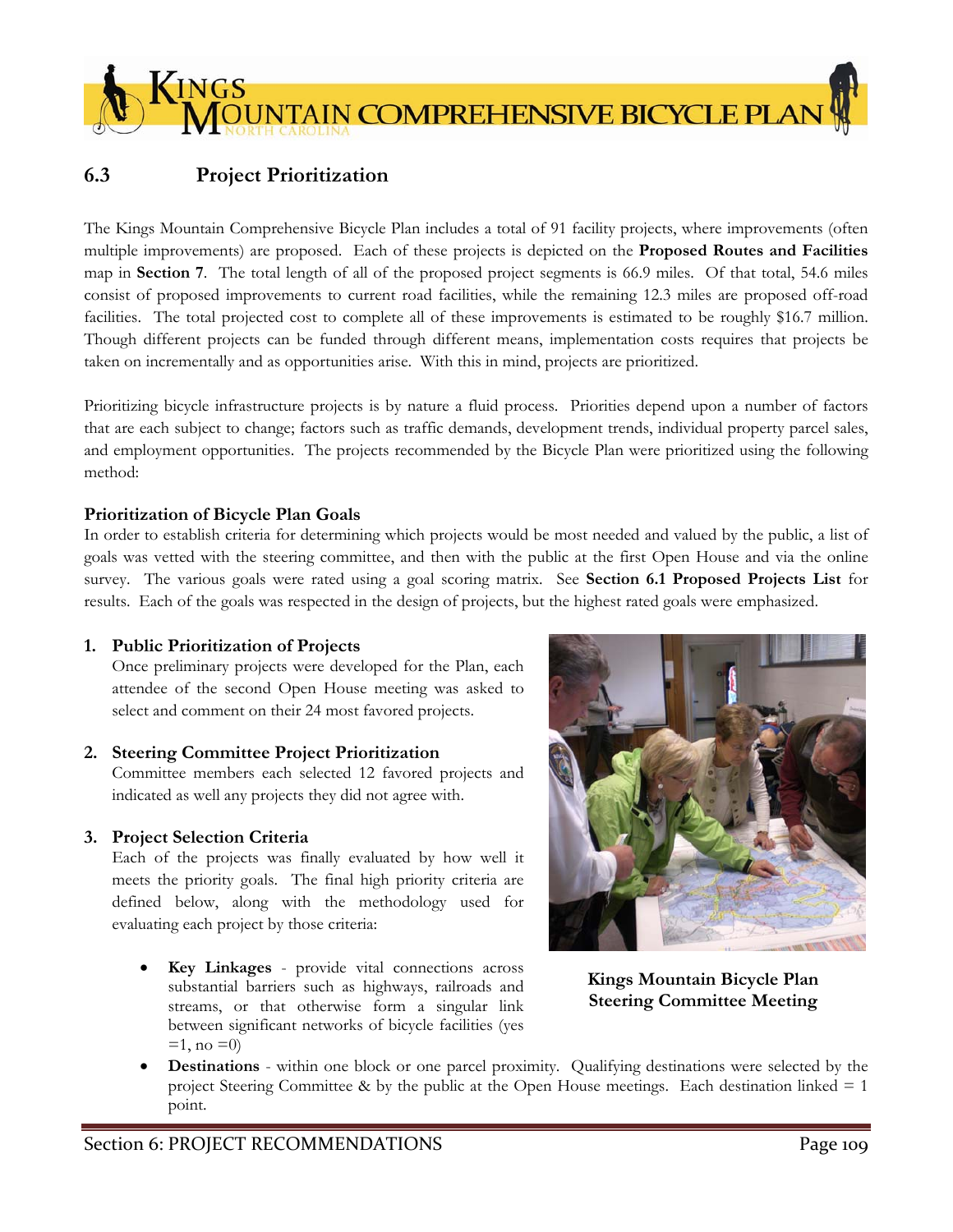## 6.3 Project Prioritization

The Kings Mountain Comprehensive Bicycle Plan includes a total of 91 facility projects, where improvements (often multiple improvements) are proposed. Each of these projects is depicted on the **Proposed Routes and Facilities** map in **Section 7**. The total length of all of the proposed project segments is 66.9 miles. Of that total, 54.6 miles consist of proposed improvements to current road facilities, while the remaining 12.3 miles are proposed off-road facilities. The total projected cost to complete all of these improvements is estimated to be roughly $16.7 million. Though different projects can be funded through different means, implementation costs requires that projects be taken on incrementally and as opportunities arise. With this in mind, projects are prioritized.

Prioritizing bicycle infrastructure projects is by nature a fluid process. Priorities depend upon a number of factors that are each subject to change; factors such as traffic demands, development trends, individual property parcel sales, and employment opportunities. The projects recommended by the Bicycle Plan were prioritized using the following method:

**Prioritization of Bicycle Plan Goals**

In order to establish criteria for determining which projects would be most needed and valued by the public, a list of goals was vetted with the steering committee, and then with the public at the first Open House and via the online survey. The various goals were rated using a goal scoring matrix. See **Section 6.1 Proposed Projects List** for results. Each of the goals was respected in the design of projects, but the highest rated goals were emphasized.

1. **Public Prioritization of Projects**
   Once preliminary projects were developed for the Plan, each attendee of the second Open House meeting was asked to select and comment on their 24 most favored projects.

2. **Steering Committee Project Prioritization**
   Committee members each selected 12 favored projects and indicated as well any projects they did not agree with.

3. **Project Selection Criteria**
   Each of the projects was finally evaluated by how well it meets the priority goals. The final high priority criteria are defined below, along with the methodology used for evaluating each project by those criteria:

   - **Key Linkages** - provide vital connections across substantial barriers such as highways, railroads and streams, or that otherwise form a singular link between significant networks of bicycle facilities (yes =1, no =0)
   - **Destinations** - within one block or one parcel proximity. Qualifying destinations were selected by the project Steering Committee & by the public at the Open House meetings. Each destination linked = 1 point.

**Kings Mountain Bicycle Plan Steering Committee Meeting**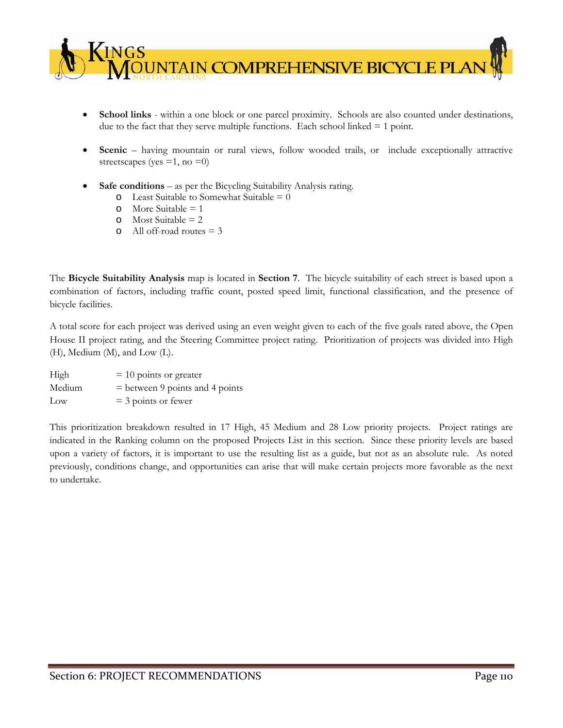- **School links** - within a one block or one parcel proximity. Schools are also counted under destinations, due to the fact that they serve multiple functions. Each school linked = 1 point.

- **Scenic** – having mountain or rural views, follow wooded trails, or include exceptionally attractive streetscapes (yes =1, no =0)

- **Safe conditions** – as per the Bicycling Suitability Analysis rating.
  - Least Suitable to Somewhat Suitable = 0
  - More Suitable = 1
  - Most Suitable = 2
  - All off-road routes = 3

The **Bicycle Suitability Analysis** map is located in **Section 7**. The bicycle suitability of each street is based upon a combination of factors, including traffic count, posted speed limit, functional classification, and the presence of bicycle facilities.

A total score for each project was derived using an even weight given to each of the five goals rated above, the Open House II project rating, and the Steering Committee project rating. Prioritization of projects was divided into High (H), Medium (M), and Low (L).

| | |
|---|---|
| High | = 10 points or greater |
| Medium | = between 9 points and 4 points |
| Low | = 3 points or fewer |

This prioritization breakdown resulted in 17 High, 45 Medium and 28 Low priority projects. Project ratings are indicated in the Ranking column on the proposed Projects List in this section. Since these priority levels are based upon a variety of factors, it is important to use the resulting list as a guide, but not as an absolute rule. As noted previously, conditions change, and opportunities can arise that will make certain projects more favorable as the next to undertake.